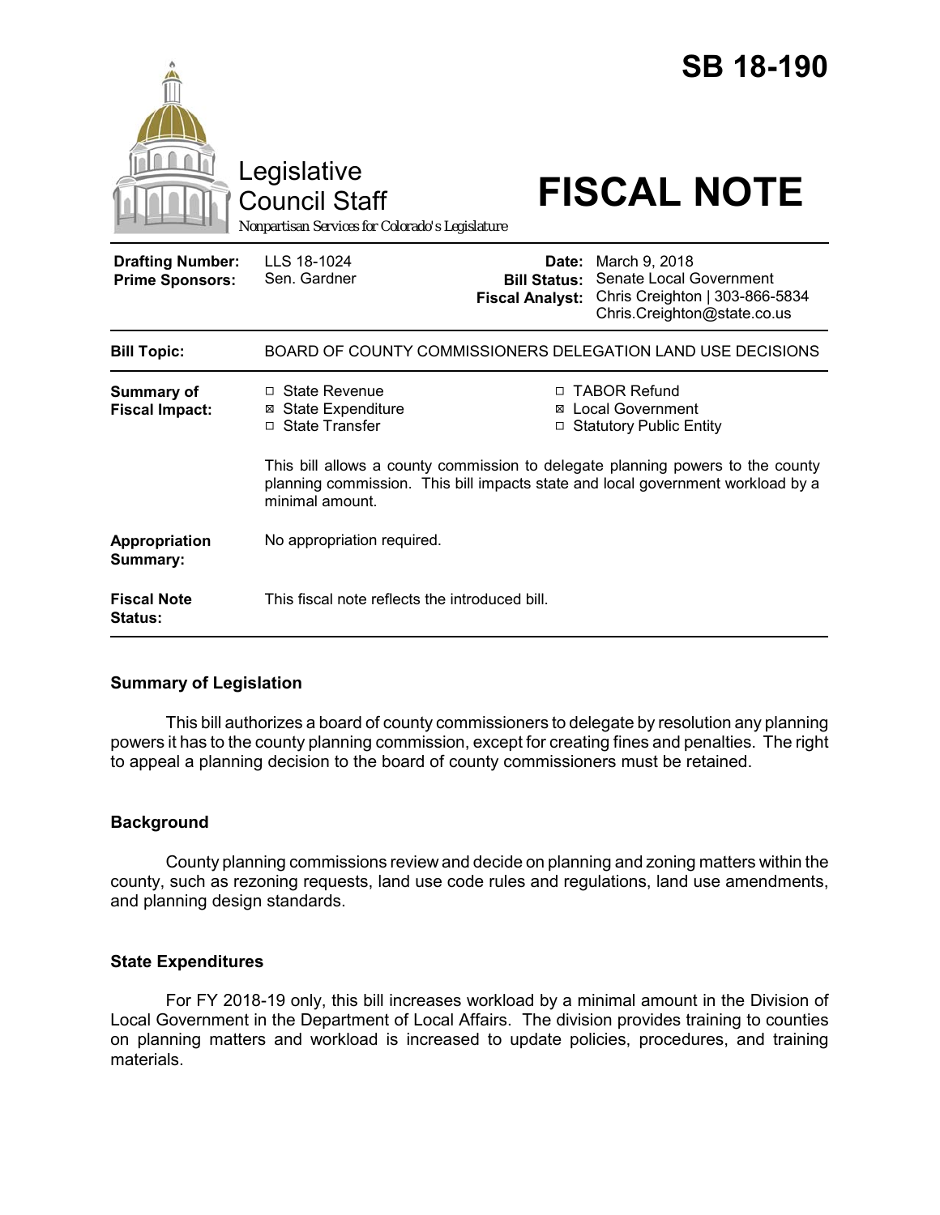# SB 18-190

Legislative Council Staff

*Nonpartisan Services for Colorado's Legislature*

# FISCAL NOTE

| | | | |
|---|---|---|---|
| **Drafting Number:** | LLS 18-1024 | **Date:** | March 9, 2018 |
| **Prime Sponsors:** | Sen. Gardner | **Bill Status:** | Senate Local Government |
| | | **Fiscal Analyst:** | Chris Creighton \| 303-866-5834 Chris.Creighton@state.co.us |

| | |
|---|---|
| **Bill Topic:** | BOARD OF COUNTY COMMISSIONERS DELEGATION LAND USE DECISIONS |
| **Summary of Fiscal Impact:** | ☐ State Revenue ☒ State Expenditure ☐ State Transfer ☐ TABOR Refund ☒ Local Government ☐ Statutory Public Entity<br><br>This bill allows a county commission to delegate planning powers to the county planning commission. This bill impacts state and local government workload by a minimal amount. |
| **Appropriation Summary:** | No appropriation required. |
| **Fiscal Note Status:** | This fiscal note reflects the introduced bill. |

## Summary of Legislation

This bill authorizes a board of county commissioners to delegate by resolution any planning powers it has to the county planning commission, except for creating fines and penalties. The right to appeal a planning decision to the board of county commissioners must be retained.

## Background

County planning commissions review and decide on planning and zoning matters within the county, such as rezoning requests, land use code rules and regulations, land use amendments, and planning design standards.

## State Expenditures

For FY 2018-19 only, this bill increases workload by a minimal amount in the Division of Local Government in the Department of Local Affairs. The division provides training to counties on planning matters and workload is increased to update policies, procedures, and training materials.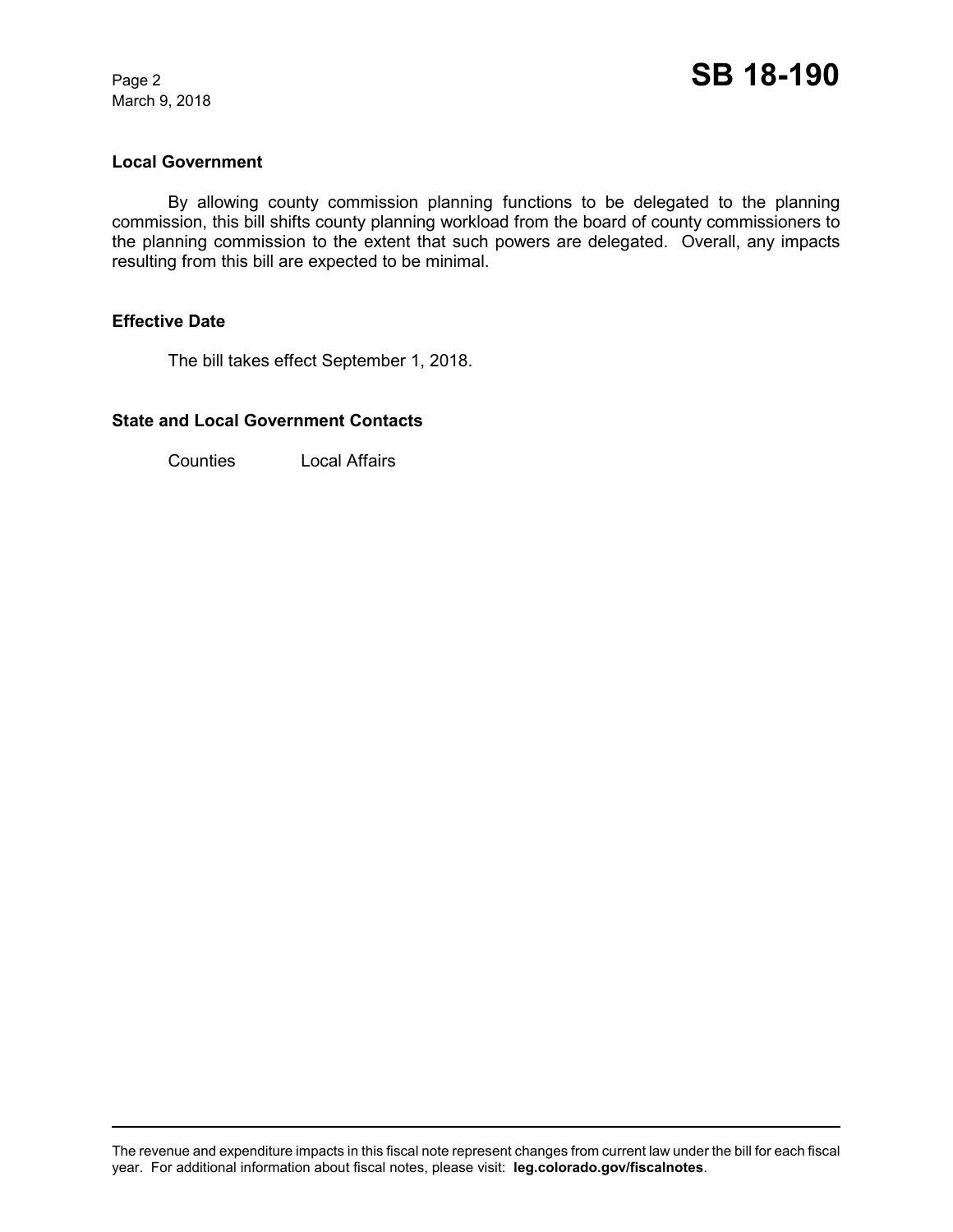**Local Government**

By allowing county commission planning functions to be delegated to the planning commission, this bill shifts county planning workload from the board of county commissioners to the planning commission to the extent that such powers are delegated. Overall, any impacts resulting from this bill are expected to be minimal.

**Effective Date**

The bill takes effect September 1, 2018.

**State and Local Government Contacts**

Counties     Local Affairs

The revenue and expenditure impacts in this fiscal note represent changes from current law under the bill for each fiscal year. For additional information about fiscal notes, please visit: **leg.colorado.gov/fiscalnotes**.